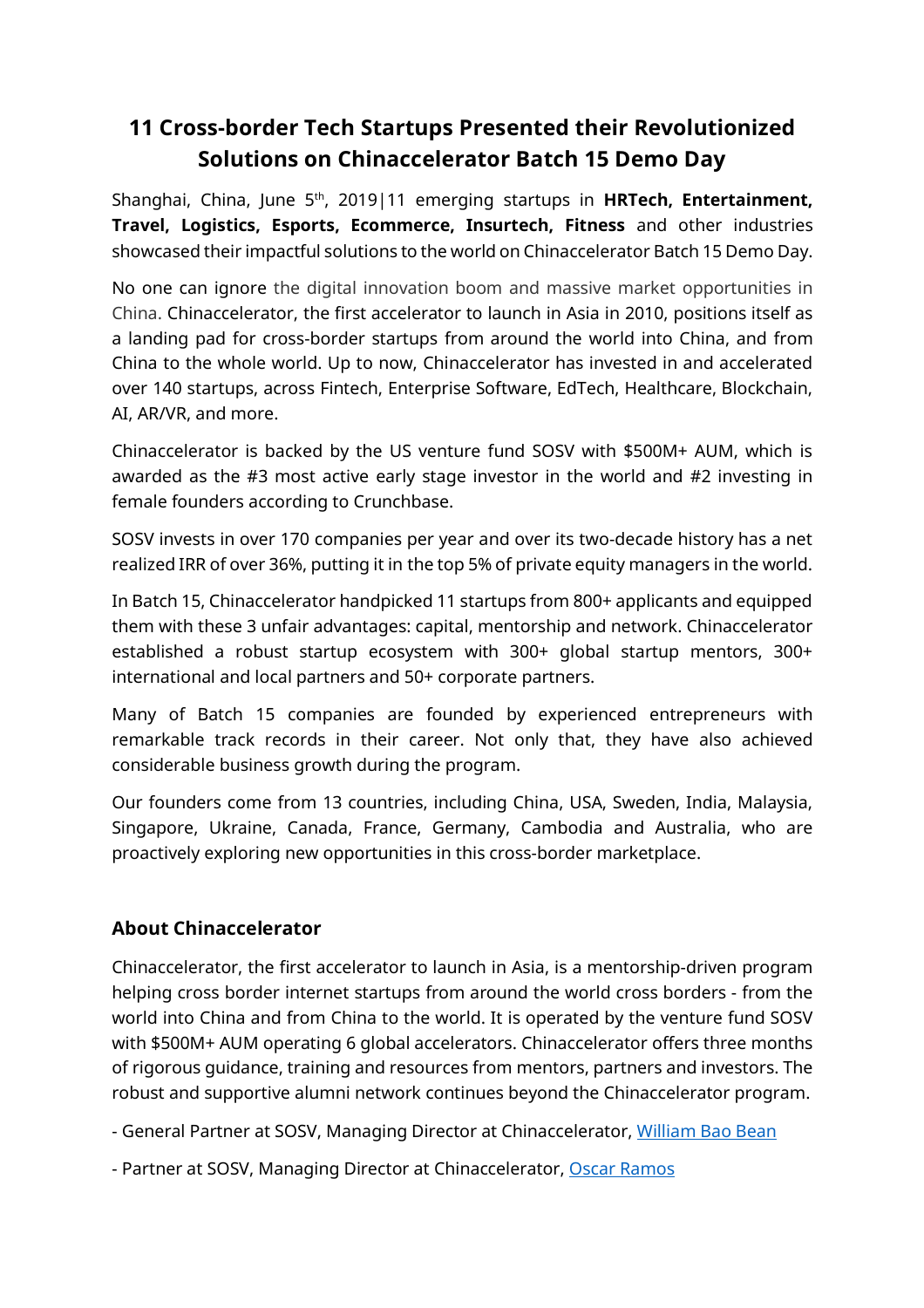# 11 Cross-border Tech Startups Presented their Revolutionized Solutions on Chinaccelerator Batch 15 Demo Day

Shanghai, China, June 5th, 2019|11 emerging startups in **HRTech, Entertainment, Travel, Logistics, Esports, Ecommerce, Insurtech, Fitness** and other industries showcased their impactful solutions to the world on Chinaccelerator Batch 15 Demo Day.

No one can ignore the digital innovation boom and massive market opportunities in China. Chinaccelerator, the first accelerator to launch in Asia in 2010, positions itself as a landing pad for cross-border startups from around the world into China, and from China to the whole world. Up to now, Chinaccelerator has invested in and accelerated over 140 startups, across Fintech, Enterprise Software, EdTech, Healthcare, Blockchain, AI, AR/VR, and more.

Chinaccelerator is backed by the US venture fund SOSV with $500M+ AUM, which is awarded as the #3 most active early stage investor in the world and #2 investing in female founders according to Crunchbase.

SOSV invests in over 170 companies per year and over its two-decade history has a net realized IRR of over 36%, putting it in the top 5% of private equity managers in the world.

In Batch 15, Chinaccelerator handpicked 11 startups from 800+ applicants and equipped them with these 3 unfair advantages: capital, mentorship and network. Chinaccelerator established a robust startup ecosystem with 300+ global startup mentors, 300+ international and local partners and 50+ corporate partners.

Many of Batch 15 companies are founded by experienced entrepreneurs with remarkable track records in their career. Not only that, they have also achieved considerable business growth during the program.

Our founders come from 13 countries, including China, USA, Sweden, India, Malaysia, Singapore, Ukraine, Canada, France, Germany, Cambodia and Australia, who are proactively exploring new opportunities in this cross-border marketplace.

## About Chinaccelerator

Chinaccelerator, the first accelerator to launch in Asia, is a mentorship-driven program helping cross border internet startups from around the world cross borders - from the world into China and from China to the world. It is operated by the venture fund SOSV with $500M+ AUM operating 6 global accelerators. Chinaccelerator offers three months of rigorous guidance, training and resources from mentors, partners and investors. The robust and supportive alumni network continues beyond the Chinaccelerator program.

- General Partner at SOSV, Managing Director at Chinaccelerator, William Bao Bean

- Partner at SOSV, Managing Director at Chinaccelerator, Oscar Ramos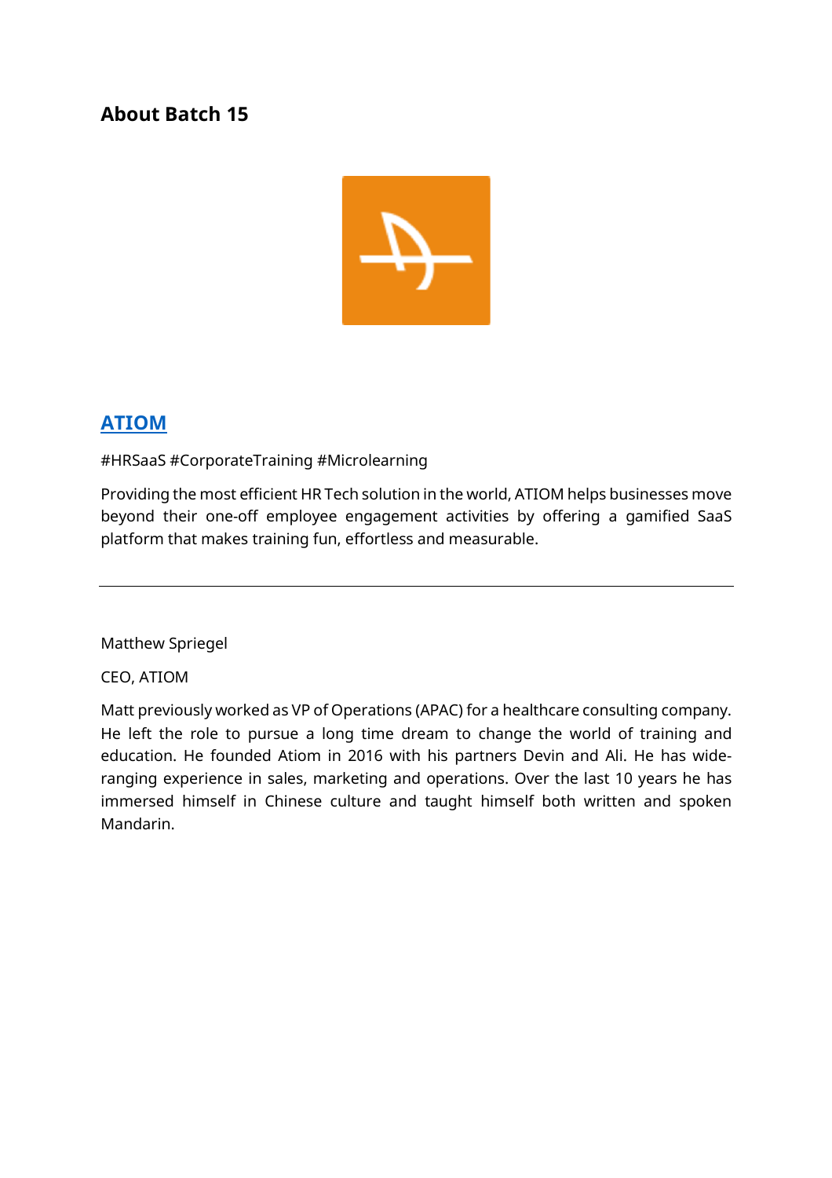## About Batch 15

### ATIOM

#HRSaaS #CorporateTraining #Microlearning

Providing the most efficient HR Tech solution in the world, ATIOM helps businesses move beyond their one-off employee engagement activities by offering a gamified SaaS platform that makes training fun, effortless and measurable.

---

Matthew Spriegel

CEO, ATIOM

Matt previously worked as VP of Operations (APAC) for a healthcare consulting company. He left the role to pursue a long time dream to change the world of training and education. He founded Atiom in 2016 with his partners Devin and Ali. He has wide-ranging experience in sales, marketing and operations. Over the last 10 years he has immersed himself in Chinese culture and taught himself both written and spoken Mandarin.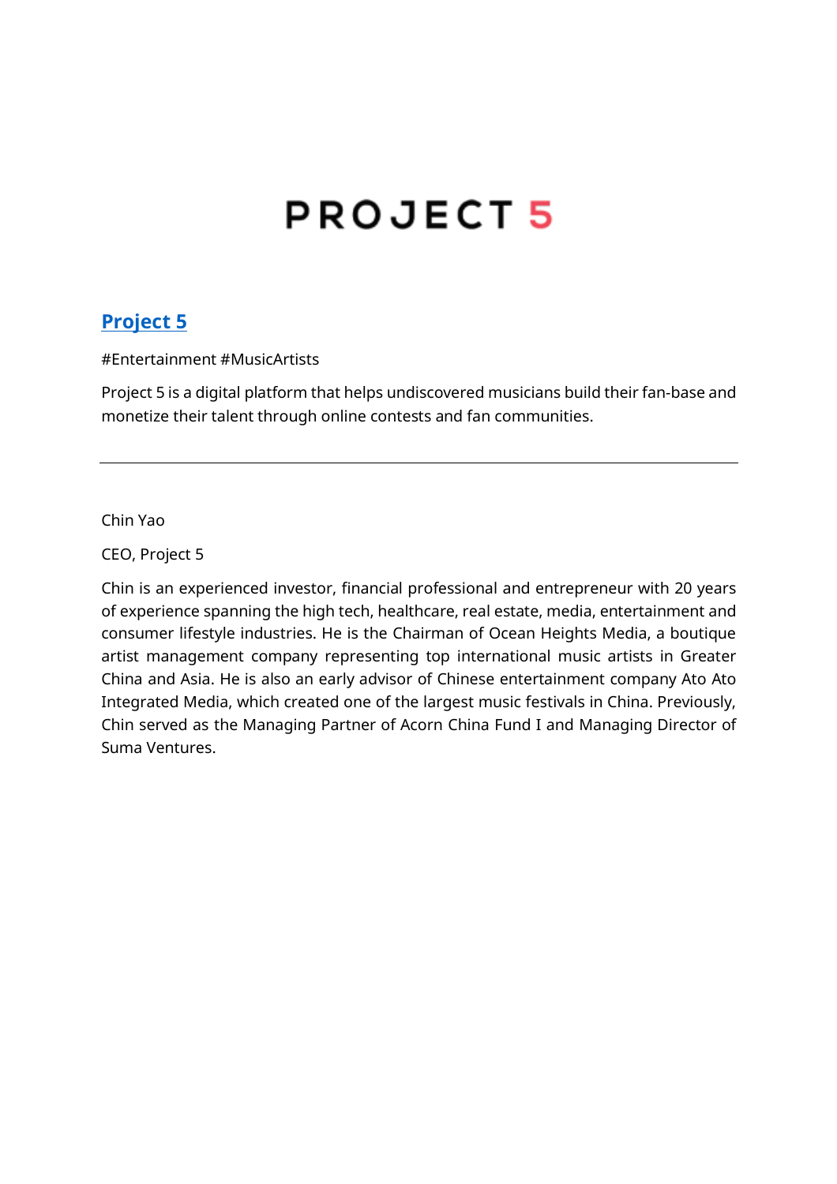# PROJECT 5

## Project 5

#Entertainment #MusicArtists

Project 5 is a digital platform that helps undiscovered musicians build their fan-base and monetize their talent through online contests and fan communities.

---

Chin Yao

CEO, Project 5

Chin is an experienced investor, financial professional and entrepreneur with 20 years of experience spanning the high tech, healthcare, real estate, media, entertainment and consumer lifestyle industries. He is the Chairman of Ocean Heights Media, a boutique artist management company representing top international music artists in Greater China and Asia. He is also an early advisor of Chinese entertainment company Ato Ato Integrated Media, which created one of the largest music festivals in China. Previously, Chin served as the Managing Partner of Acorn China Fund I and Managing Director of Suma Ventures.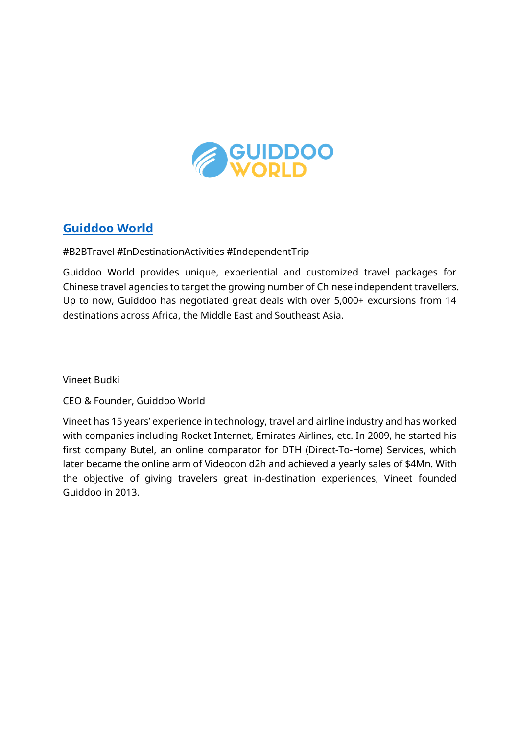## Guiddoo World

#B2BTravel #InDestinationActivities #IndependentTrip

Guiddoo World provides unique, experiential and customized travel packages for Chinese travel agencies to target the growing number of Chinese independent travellers. Up to now, Guiddoo has negotiated great deals with over 5,000+ excursions from 14 destinations across Africa, the Middle East and Southeast Asia.

---

Vineet Budki

CEO & Founder, Guiddoo World

Vineet has 15 years' experience in technology, travel and airline industry and has worked with companies including Rocket Internet, Emirates Airlines, etc. In 2009, he started his first company Butel, an online comparator for DTH (Direct-To-Home) Services, which later became the online arm of Videocon d2h and achieved a yearly sales of $4Mn. With the objective of giving travelers great in-destination experiences, Vineet founded Guiddoo in 2013.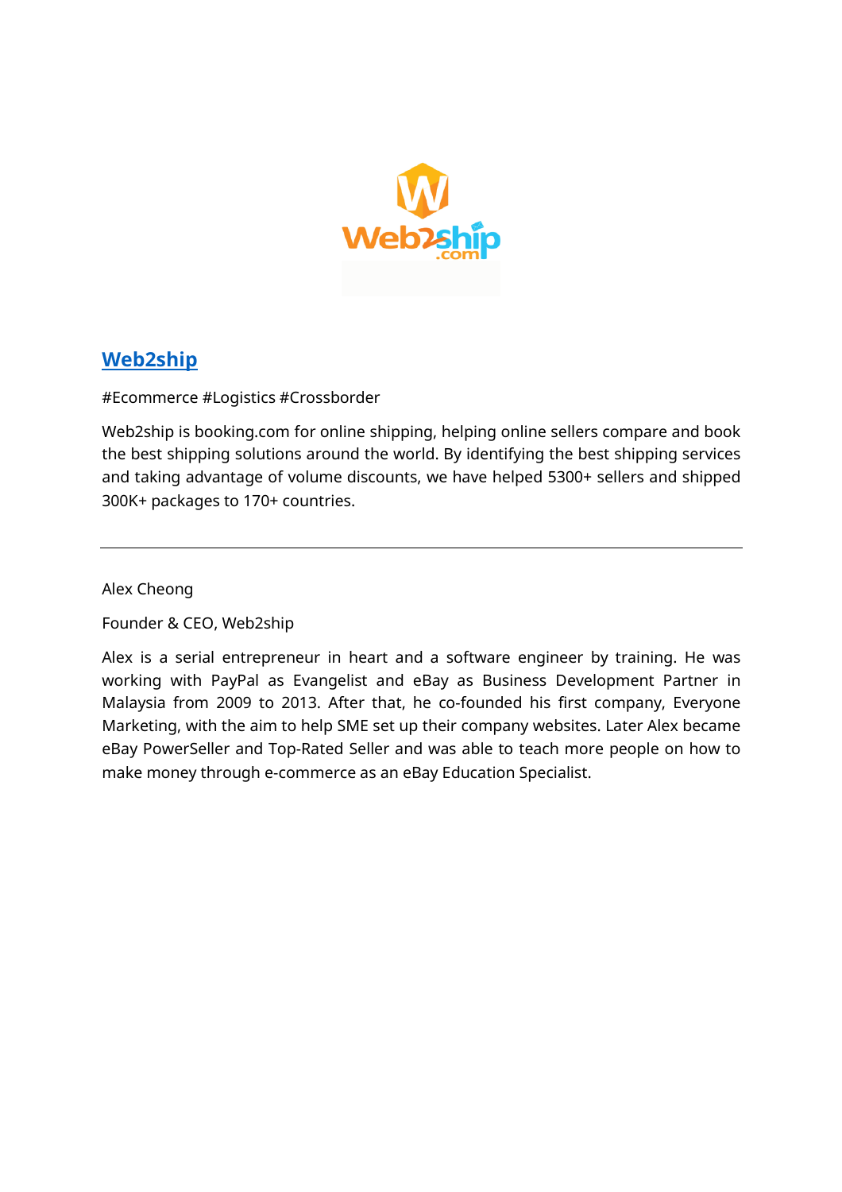## Web2ship

#Ecommerce #Logistics #Crossborder

Web2ship is booking.com for online shipping, helping online sellers compare and book the best shipping solutions around the world. By identifying the best shipping services and taking advantage of volume discounts, we have helped 5300+ sellers and shipped 300K+ packages to 170+ countries.

---

Alex Cheong

Founder & CEO, Web2ship

Alex is a serial entrepreneur in heart and a software engineer by training. He was working with PayPal as Evangelist and eBay as Business Development Partner in Malaysia from 2009 to 2013. After that, he co-founded his first company, Everyone Marketing, with the aim to help SME set up their company websites. Later Alex became eBay PowerSeller and Top-Rated Seller and was able to teach more people on how to make money through e-commerce as an eBay Education Specialist.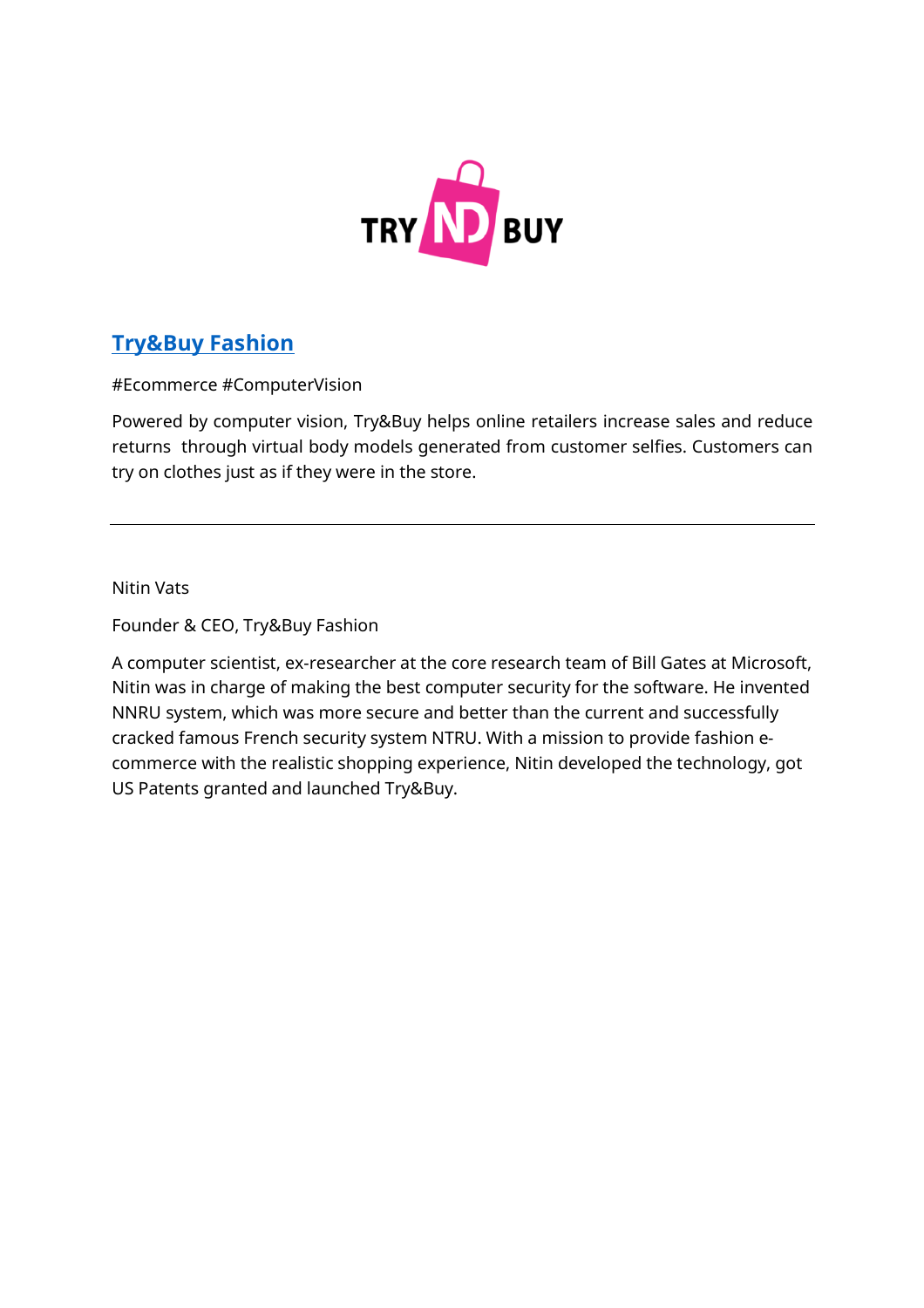## Try&Buy Fashion

#Ecommerce #ComputerVision

Powered by computer vision, Try&Buy helps online retailers increase sales and reduce returns through virtual body models generated from customer selfies. Customers can try on clothes just as if they were in the store.

---

Nitin Vats

Founder & CEO, Try&Buy Fashion

A computer scientist, ex-researcher at the core research team of Bill Gates at Microsoft, Nitin was in charge of making the best computer security for the software. He invented NNRU system, which was more secure and better than the current and successfully cracked famous French security system NTRU. With a mission to provide fashion e-commerce with the realistic shopping experience, Nitin developed the technology, got US Patents granted and launched Try&Buy.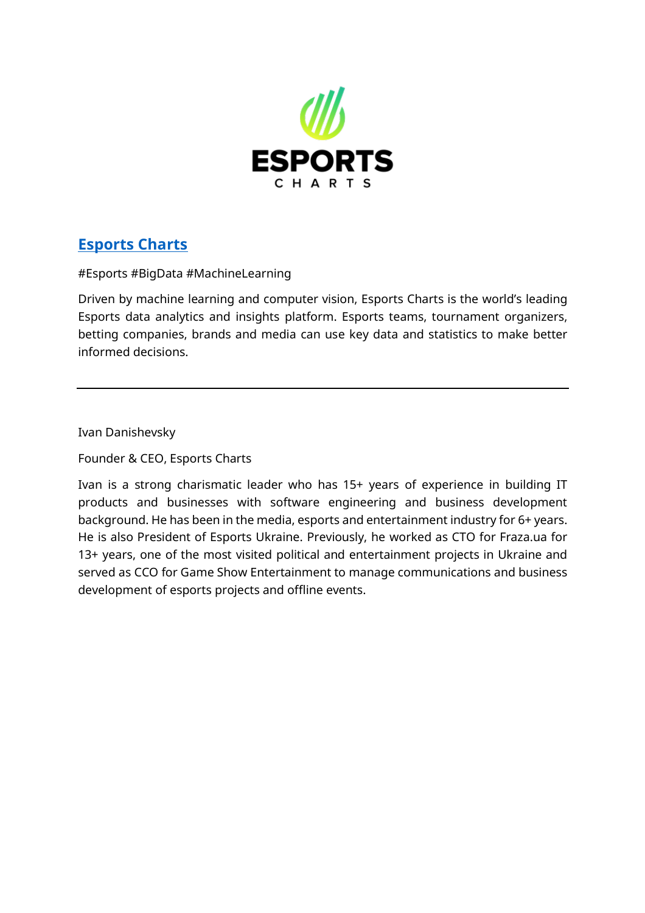## Esports Charts

#Esports #BigData #MachineLearning

Driven by machine learning and computer vision, Esports Charts is the world's leading Esports data analytics and insights platform. Esports teams, tournament organizers, betting companies, brands and media can use key data and statistics to make better informed decisions.

---

Ivan Danishevsky

Founder & CEO, Esports Charts

Ivan is a strong charismatic leader who has 15+ years of experience in building IT products and businesses with software engineering and business development background. He has been in the media, esports and entertainment industry for 6+ years. He is also President of Esports Ukraine. Previously, he worked as CTO for Fraza.ua for 13+ years, one of the most visited political and entertainment projects in Ukraine and served as CCO for Game Show Entertainment to manage communications and business development of esports projects and offline events.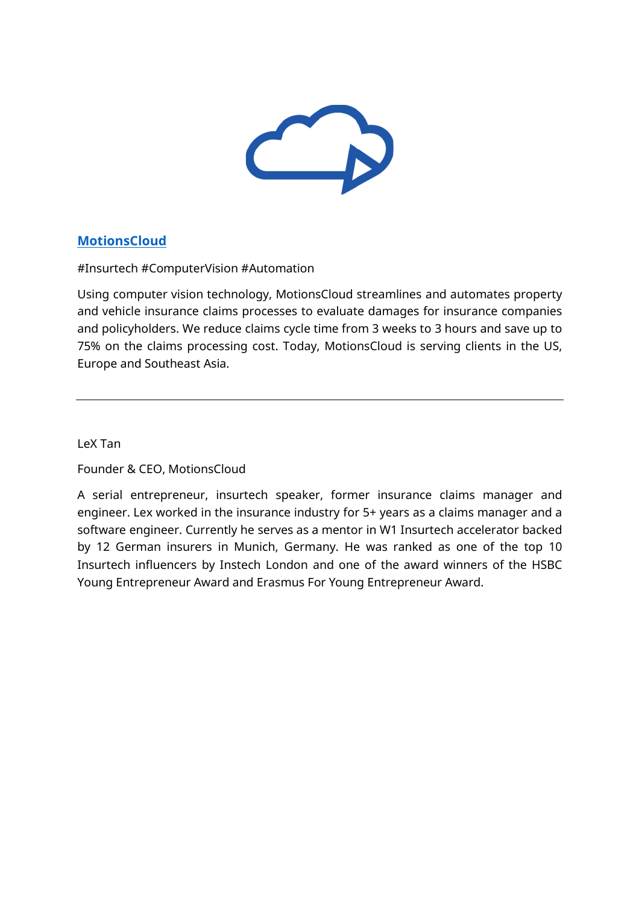## [MotionsCloud]

#Insurtech #ComputerVision #Automation

Using computer vision technology, MotionsCloud streamlines and automates property and vehicle insurance claims processes to evaluate damages for insurance companies and policyholders. We reduce claims cycle time from 3 weeks to 3 hours and save up to 75% on the claims processing cost. Today, MotionsCloud is serving clients in the US, Europe and Southeast Asia.

---

LeX Tan

Founder & CEO, MotionsCloud

A serial entrepreneur, insurtech speaker, former insurance claims manager and engineer. Lex worked in the insurance industry for 5+ years as a claims manager and a software engineer. Currently he serves as a mentor in W1 Insurtech accelerator backed by 12 German insurers in Munich, Germany. He was ranked as one of the top 10 Insurtech influencers by Instech London and one of the award winners of the HSBC Young Entrepreneur Award and Erasmus For Young Entrepreneur Award.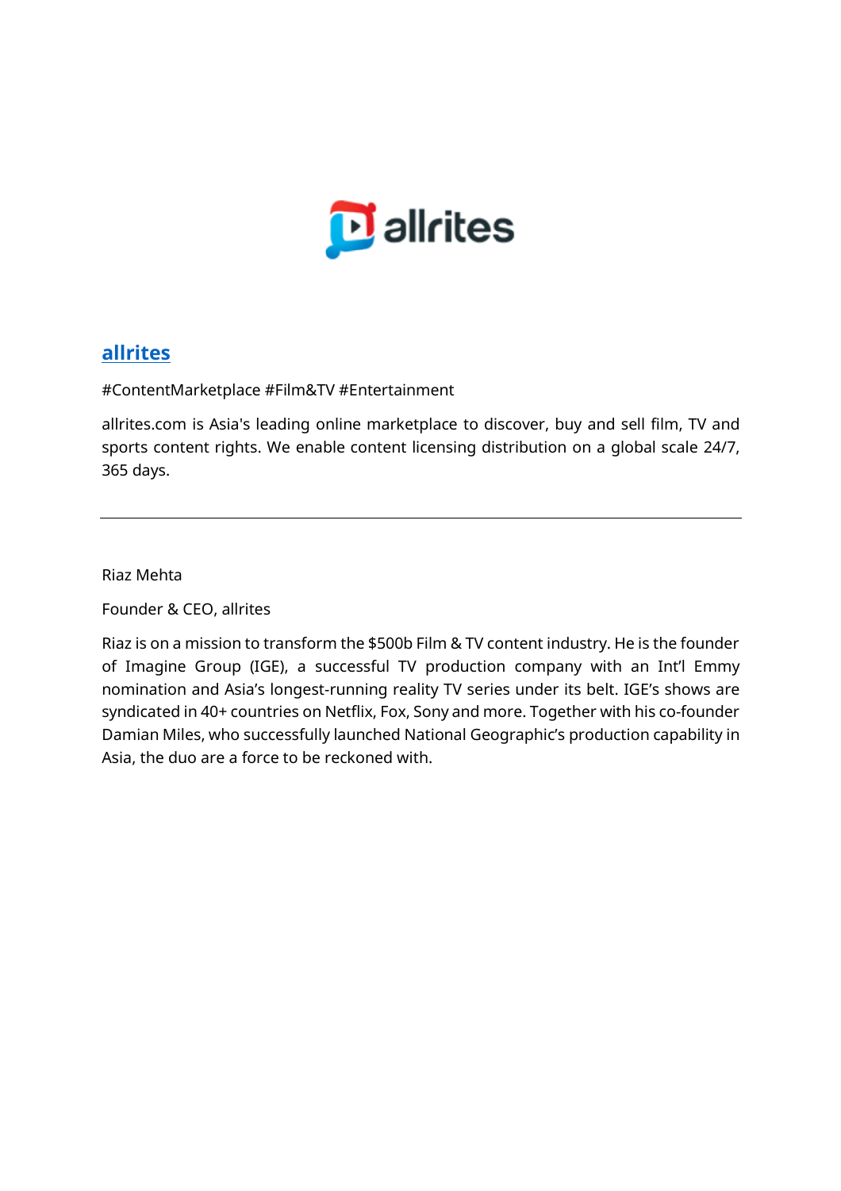## allrites

#ContentMarketplace #Film&TV #Entertainment

allrites.com is Asia's leading online marketplace to discover, buy and sell film, TV and sports content rights. We enable content licensing distribution on a global scale 24/7, 365 days.

---

Riaz Mehta

Founder & CEO, allrites

Riaz is on a mission to transform the $500b Film & TV content industry. He is the founder of Imagine Group (IGE), a successful TV production company with an Int'l Emmy nomination and Asia's longest-running reality TV series under its belt. IGE's shows are syndicated in 40+ countries on Netflix, Fox, Sony and more. Together with his co-founder Damian Miles, who successfully launched National Geographic's production capability in Asia, the duo are a force to be reckoned with.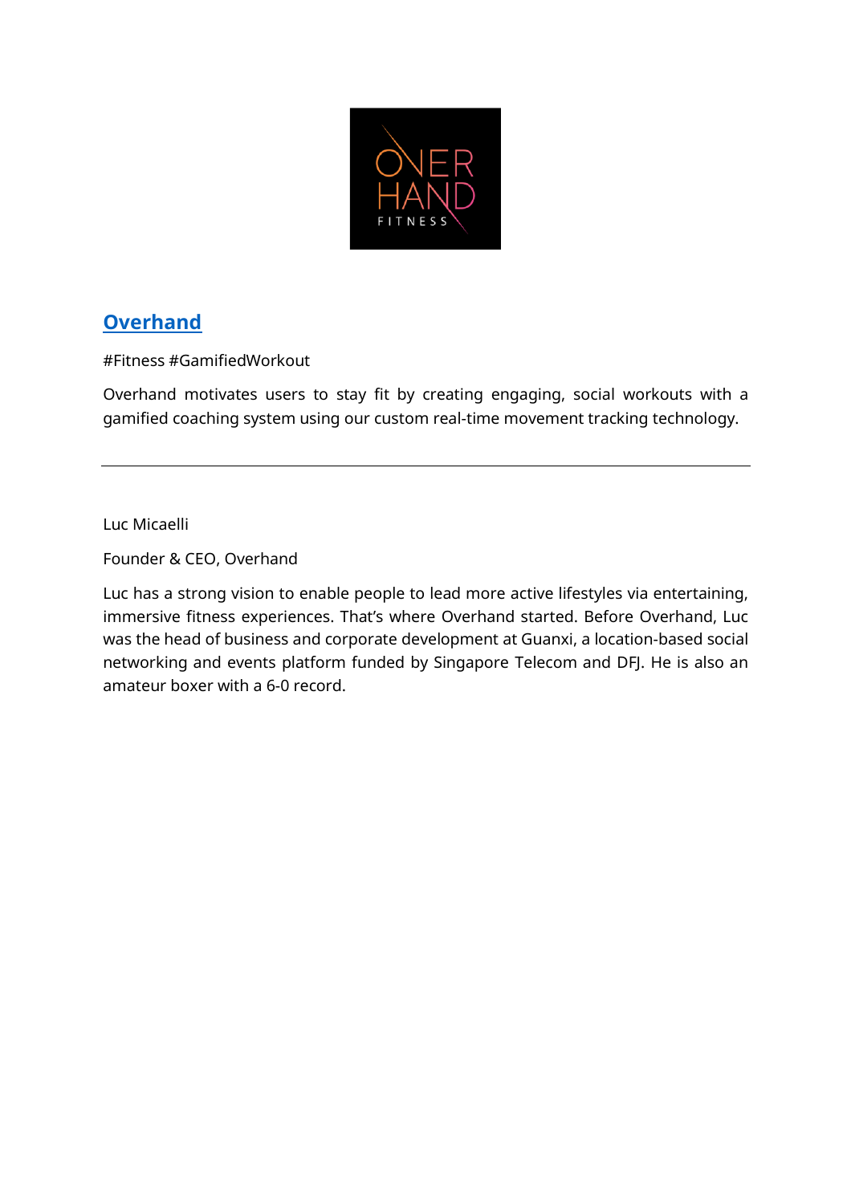## Overhand

#Fitness #GamifiedWorkout

Overhand motivates users to stay fit by creating engaging, social workouts with a gamified coaching system using our custom real-time movement tracking technology.

---

Luc Micaelli

Founder & CEO, Overhand

Luc has a strong vision to enable people to lead more active lifestyles via entertaining, immersive fitness experiences. That's where Overhand started. Before Overhand, Luc was the head of business and corporate development at Guanxi, a location-based social networking and events platform funded by Singapore Telecom and DFJ. He is also an amateur boxer with a 6-0 record.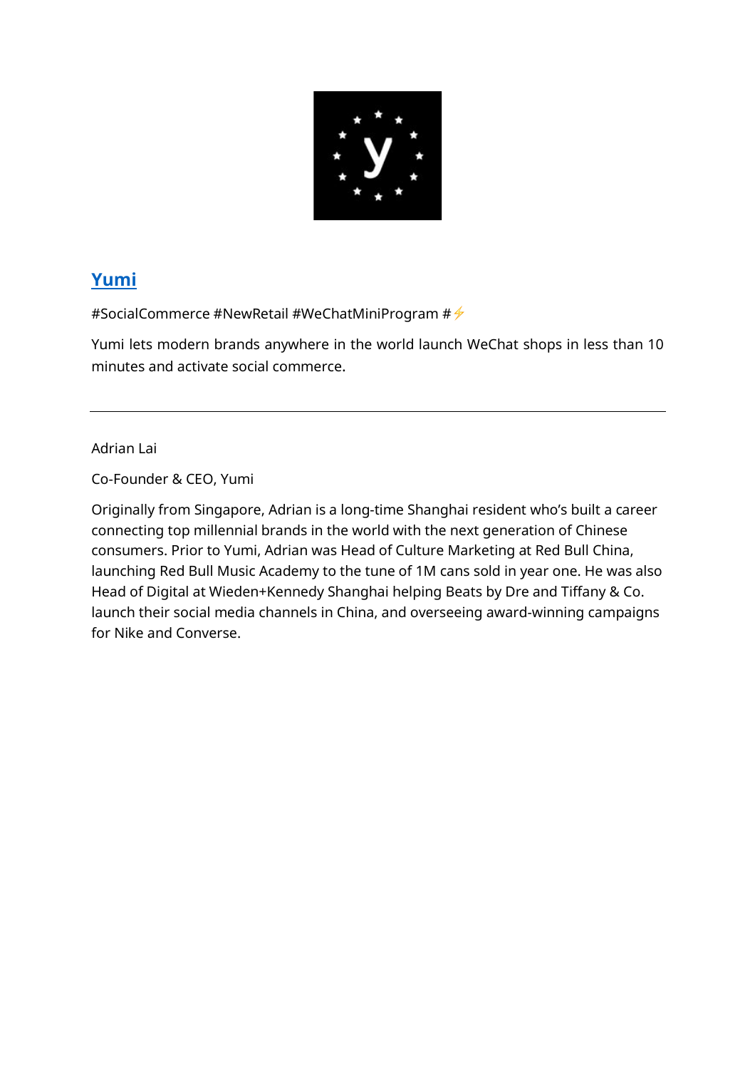## [Yumi]

#SocialCommerce #NewRetail #WeChatMiniProgram #⚡

Yumi lets modern brands anywhere in the world launch WeChat shops in less than 10 minutes and activate social commerce.

---

Adrian Lai

Co-Founder & CEO, Yumi

Originally from Singapore, Adrian is a long-time Shanghai resident who's built a career connecting top millennial brands in the world with the next generation of Chinese consumers. Prior to Yumi, Adrian was Head of Culture Marketing at Red Bull China, launching Red Bull Music Academy to the tune of 1M cans sold in year one. He was also Head of Digital at Wieden+Kennedy Shanghai helping Beats by Dre and Tiffany & Co. launch their social media channels in China, and overseeing award-winning campaigns for Nike and Converse.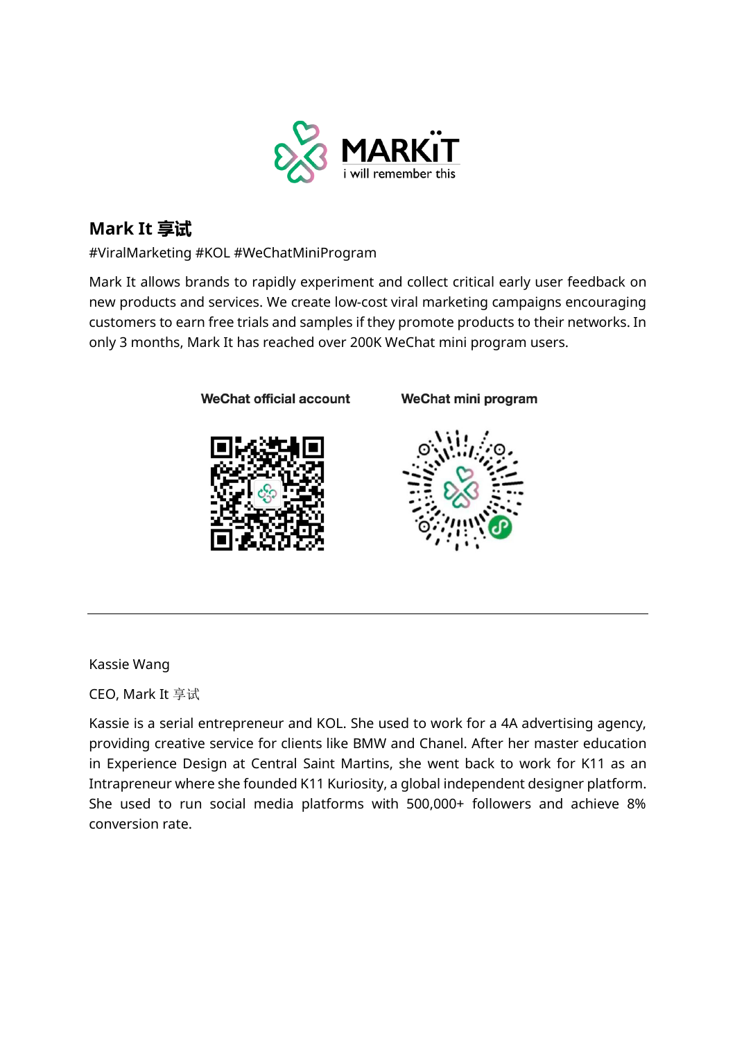MARKiT
i will remember this

## Mark It 享试

#ViralMarketing #KOL #WeChatMiniProgram

Mark It allows brands to rapidly experiment and collect critical early user feedback on new products and services. We create low-cost viral marketing campaigns encouraging customers to earn free trials and samples if they promote products to their networks. In only 3 months, Mark It has reached over 200K WeChat mini program users.

**WeChat official account** **WeChat mini program**

---

Kassie Wang

CEO, Mark It 享试

Kassie is a serial entrepreneur and KOL. She used to work for a 4A advertising agency, providing creative service for clients like BMW and Chanel. After her master education in Experience Design at Central Saint Martins, she went back to work for K11 as an Intrapreneur where she founded K11 Kuriosity, a global independent designer platform. She used to run social media platforms with 500,000+ followers and achieve 8% conversion rate.